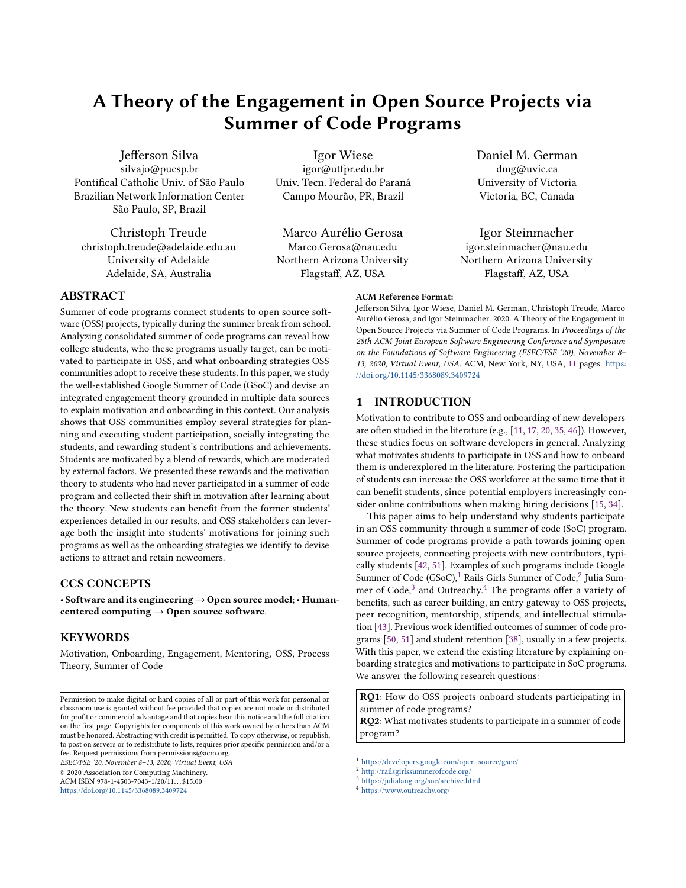# A Theory of the Engagement in Open Source Projects via Summer of Code Programs

Jefferson Silva
silvajo@pucsp.br
Pontifical Catholic Univ. of São Paulo
Brazilian Network Information Center
São Paulo, SP, Brazil

Igor Wiese
igor@utfpr.edu.br
Univ. Tecn. Federal do Paraná
Campo Mourão, PR, Brazil

Daniel M. German
dmg@uvic.ca
University of Victoria
Victoria, BC, Canada

Christoph Treude
christoph.treude@adelaide.edu.au
University of Adelaide
Adelaide, SA, Australia

Marco Aurélio Gerosa
Marco.Gerosa@nau.edu
Northern Arizona University
Flagstaff, AZ, USA

Igor Steinmacher
igor.steinmacher@nau.edu
Northern Arizona University
Flagstaff, AZ, USA

## ABSTRACT

Summer of code programs connect students to open source software (OSS) projects, typically during the summer break from school. Analyzing consolidated summer of code programs can reveal how college students, who these programs usually target, can be motivated to participate in OSS, and what onboarding strategies OSS communities adopt to receive these students. In this paper, we study the well-established Google Summer of Code (GSoC) and devise an integrated engagement theory grounded in multiple data sources to explain motivation and onboarding in this context. Our analysis shows that OSS communities employ several strategies for planning and executing student participation, socially integrating the students, and rewarding student's contributions and achievements. Students are motivated by a blend of rewards, which are moderated by external factors. We presented these rewards and the motivation theory to students who had never participated in a summer of code program and collected their shift in motivation after learning about the theory. New students can benefit from the former students' experiences detailed in our results, and OSS stakeholders can leverage both the insight into students' motivations for joining such programs as well as the onboarding strategies we identify to devise actions to attract and retain newcomers.

## CCS CONCEPTS

• **Software and its engineering → Open source model**; • **Human-centered computing → Open source software**.

## KEYWORDS

Motivation, Onboarding, Engagement, Mentoring, OSS, Process Theory, Summer of Code

Permission to make digital or hard copies of all or part of this work for personal or classroom use is granted without fee provided that copies are not made or distributed for profit or commercial advantage and that copies bear this notice and the full citation on the first page. Copyrights for components of this work owned by others than ACM must be honored. Abstracting with credit is permitted. To copy otherwise, or republish, to post on servers or to redistribute to lists, requires prior specific permission and/or a fee. Request permissions from permissions@acm.org.
*ESEC/FSE '20, November 8–13, 2020, Virtual Event, USA*
© 2020 Association for Computing Machinery.
ACM ISBN 978-1-4503-7043-1/20/11...$15.00
https://doi.org/10.1145/3368089.3409724

**ACM Reference Format:**
Jefferson Silva, Igor Wiese, Daniel M. German, Christoph Treude, Marco Aurélio Gerosa, and Igor Steinmacher. 2020. A Theory of the Engagement in Open Source Projects via Summer of Code Programs. In *Proceedings of the 28th ACM Joint European Software Engineering Conference and Symposium on the Foundations of Software Engineering (ESEC/FSE '20), November 8–13, 2020, Virtual Event, USA.* ACM, New York, NY, USA, 11 pages. https://doi.org/10.1145/3368089.3409724

## 1 INTRODUCTION

Motivation to contribute to OSS and onboarding of new developers are often studied in the literature (e.g., [11, 17, 20, 35, 46]). However, these studies focus on software developers in general. Analyzing what motivates students to participate in OSS and how to onboard them is underexplored in the literature. Fostering the participation of students can increase the OSS workforce at the same time that it can benefit students, since potential employers increasingly consider online contributions when making hiring decisions [15, 34].

This paper aims to help understand why students participate in an OSS community through a summer of code (SoC) program. Summer of code programs provide a path towards joining open source projects, connecting projects with new contributors, typically students [42, 51]. Examples of such programs include Google Summer of Code (GSoC),[1] Rails Girls Summer of Code,[2] Julia Summer of Code,[3] and Outreachy.[4] The programs offer a variety of benefits, such as career building, an entry gateway to OSS projects, peer recognition, mentorship, stipends, and intellectual stimulation [43]. Previous work identified outcomes of summer of code programs [50, 51] and student retention [38], usually in a few projects. With this paper, we extend the existing literature by explaining onboarding strategies and motivations to participate in SoC programs. We answer the following research questions:

**RQ1**: How do OSS projects onboard students participating in summer of code programs?
**RQ2**: What motivates students to participate in a summer of code program?

[1] https://developers.google.com/open-source/gsoc/
[2] http://railsgirlssummerofcode.org/
[3] https://julialang.org/soc/archive.html
[4] https://www.outreachy.org/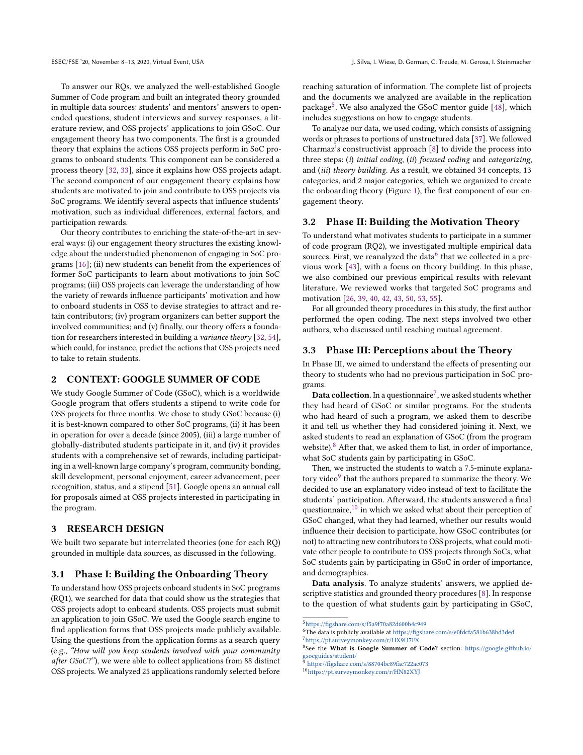To answer our RQs, we analyzed the well-established Google Summer of Code program and built an integrated theory grounded in multiple data sources: students' and mentors' answers to open-ended questions, student interviews and survey responses, a literature review, and OSS projects' applications to join GSoC. Our engagement theory has two components. The first is a grounded theory that explains the actions OSS projects perform in SoC programs to onboard students. This component can be considered a process theory [32, 33], since it explains how OSS projects adapt. The second component of our engagement theory explains how students are motivated to join and contribute to OSS projects via SoC programs. We identify several aspects that influence students' motivation, such as individual differences, external factors, and participation rewards.

Our theory contributes to enriching the state-of-the-art in several ways: (i) our engagement theory structures the existing knowledge about the understudied phenomenon of engaging in SoC programs [16]; (ii) new students can benefit from the experiences of former SoC participants to learn about motivations to join SoC programs; (iii) OSS projects can leverage the understanding of how the variety of rewards influence participants' motivation and how to onboard students in OSS to devise strategies to attract and retain contributors; (iv) program organizers can better support the involved communities; and (v) finally, our theory offers a foundation for researchers interested in building a *variance theory* [32, 54], which could, for instance, predict the actions that OSS projects need to take to retain students.

## 2 CONTEXT: GOOGLE SUMMER OF CODE

We study Google Summer of Code (GSoC), which is a worldwide Google program that offers students a stipend to write code for OSS projects for three months. We chose to study GSoC because (i) it is best-known compared to other SoC programs, (ii) it has been in operation for over a decade (since 2005), (iii) a large number of globally-distributed students participate in it, and (iv) it provides students with a comprehensive set of rewards, including participating in a well-known large company's program, community bonding, skill development, personal enjoyment, career advancement, peer recognition, status, and a stipend [51]. Google opens an annual call for proposals aimed at OSS projects interested in participating in the program.

## 3 RESEARCH DESIGN

We built two separate but interrelated theories (one for each RQ) grounded in multiple data sources, as discussed in the following.

### 3.1 Phase I: Building the Onboarding Theory

To understand how OSS projects onboard students in SoC programs (RQ1), we searched for data that could show us the strategies that OSS projects adopt to onboard students. OSS projects must submit an application to join GSoC. We used the Google search engine to find application forms that OSS projects made publicly available. Using the questions from the application forms as a search query (e.g., *"How will you keep students involved with your community after GSoC?"*), we were able to collect applications from 88 distinct OSS projects. We analyzed 25 applications randomly selected before reaching saturation of information. The complete list of projects and the documents we analyzed are available in the replication package[5]. We also analyzed the GSoC mentor guide [48], which includes suggestions on how to engage students.

To analyze our data, we used coding, which consists of assigning words or phrases to portions of unstructured data [37]. We followed Charmaz's constructivist approach [8] to divide the process into three steps: (*i*) *initial coding*, (*ii*) *focused coding* and *categorizing*, and (*iii*) *theory building*. As a result, we obtained 34 concepts, 13 categories, and 2 major categories, which we organized to create the onboarding theory (Figure 1), the first component of our engagement theory.

### 3.2 Phase II: Building the Motivation Theory

To understand what motivates students to participate in a summer of code program (RQ2), we investigated multiple empirical data sources. First, we reanalyzed the data[6] that we collected in a previous work [43], with a focus on theory building. In this phase, we also combined our previous empirical results with relevant literature. We reviewed works that targeted SoC programs and motivation [26, 39, 40, 42, 43, 50, 53, 55].

For all grounded theory procedures in this study, the first author performed the open coding. The next steps involved two other authors, who discussed until reaching mutual agreement.

### 3.3 Phase III: Perceptions about the Theory

In Phase III, we aimed to understand the effects of presenting our theory to students who had no previous participation in SoC programs.

**Data collection**. In a questionnaire[7], we asked students whether they had heard of GSoC or similar programs. For the students who had heard of such a program, we asked them to describe it and tell us whether they had considered joining it. Next, we asked students to read an explanation of GSoC (from the program website).[8] After that, we asked them to list, in order of importance, what SoC students gain by participating in GSoC.

Then, we instructed the students to watch a 7.5-minute explanatory video[9] that the authors prepared to summarize the theory. We decided to use an explanatory video instead of text to facilitate the students' participation. Afterward, the students answered a final questionnaire,[10] in which we asked what about their perception of GSoC changed, what they had learned, whether our results would influence their decision to participate, how GSoC contributes (or not) to attracting new contributors to OSS projects, what could motivate other people to contribute to OSS projects through SoCs, what SoC students gain by participating in GSoC in order of importance, and demographics.

**Data analysis**. To analyze students' answers, we applied descriptive statistics and grounded theory procedures [8]. In response to the question of what students gain by participating in GSoC,

---

[5] https://figshare.com/s/f5a9f70a82d600b4c949

[6] The data is publicly available at https://figshare.com/s/e0fdcfa581b638bd3ded

[7] https://pt.surveymonkey.com/r/HX9H7FX

[8] See the **What is Google Summer of Code?** section: https://google.github.io/gsocguides/student/

[9] https://figshare.com/s/88704bc89fac722ac073

[10] https://pt.surveymonkey.com/r/HN82XYJ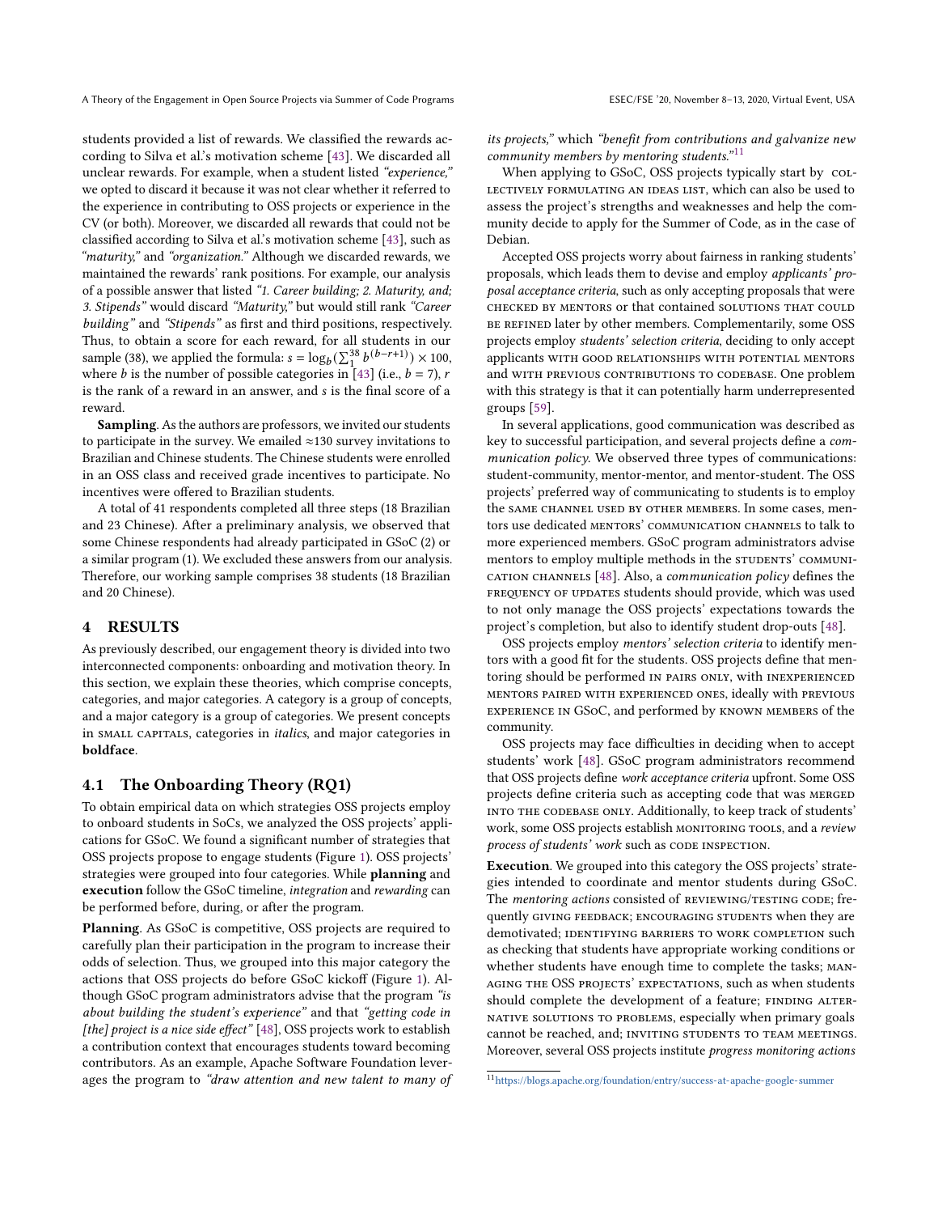students provided a list of rewards. We classified the rewards according to Silva et al.'s motivation scheme [43]. We discarded all unclear rewards. For example, when a student listed *"experience,"* we opted to discard it because it was not clear whether it referred to the experience in contributing to OSS projects or experience in the CV (or both). Moreover, we discarded all rewards that could not be classified according to Silva et al.'s motivation scheme [43], such as *"maturity,"* and *"organization."* Although we discarded rewards, we maintained the rewards' rank positions. For example, our analysis of a possible answer that listed *"1. Career building; 2. Maturity, and; 3. Stipends"* would discard *"Maturity,"* but would still rank *"Career building"* and *"Stipends"* as first and third positions, respectively. Thus, to obtain a score for each reward, for all students in our sample (38), we applied the formula: $s = \log_b(\sum_1^{38} b^{(b-r+1)}) \times 100$, where $b$ is the number of possible categories in [43] (i.e., $b = 7$), $r$ is the rank of a reward in an answer, and $s$ is the final score of a reward.

**Sampling**. As the authors are professors, we invited our students to participate in the survey. We emailed ≈130 survey invitations to Brazilian and Chinese students. The Chinese students were enrolled in an OSS class and received grade incentives to participate. No incentives were offered to Brazilian students.

A total of 41 respondents completed all three steps (18 Brazilian and 23 Chinese). After a preliminary analysis, we observed that some Chinese respondents had already participated in GSoC (2) or a similar program (1). We excluded these answers from our analysis. Therefore, our working sample comprises 38 students (18 Brazilian and 20 Chinese).

## 4 RESULTS

As previously described, our engagement theory is divided into two interconnected components: onboarding and motivation theory. In this section, we explain these theories, which comprise concepts, categories, and major categories. A category is a group of concepts, and a major category is a group of categories. We present concepts in SMALL CAPITALS, categories in *italics*, and major categories in **boldface**.

### 4.1 The Onboarding Theory (RQ1)

To obtain empirical data on which strategies OSS projects employ to onboard students in SoCs, we analyzed the OSS projects' applications for GSoC. We found a significant number of strategies that OSS projects propose to engage students (Figure 1). OSS projects' strategies were grouped into four categories. While **planning** and **execution** follow the GSoC timeline, *integration* and *rewarding* can be performed before, during, or after the program.

**Planning**. As GSoC is competitive, OSS projects are required to carefully plan their participation in the program to increase their odds of selection. Thus, we grouped into this major category the actions that OSS projects do before GSoC kickoff (Figure 1). Although GSoC program administrators advise that the program *"is about building the student's experience"* and that *"getting code in [the] project is a nice side effect"* [48], OSS projects work to establish a contribution context that encourages students toward becoming contributors. As an example, Apache Software Foundation leverages the program to *"draw attention and new talent to many of its projects,"* which *"benefit from contributions and galvanize new community members by mentoring students."*[11]

When applying to GSoC, OSS projects typically start by COLLECTIVELY FORMULATING AN IDEAS LIST, which can also be used to assess the project's strengths and weaknesses and help the community decide to apply for the Summer of Code, as in the case of Debian.

Accepted OSS projects worry about fairness in ranking students' proposals, which leads them to devise and employ *applicants' proposal acceptance criteria*, such as only accepting proposals that were CHECKED BY MENTORS or that contained SOLUTIONS THAT COULD BE REFINED later by other members. Complementarily, some OSS projects employ *students' selection criteria*, deciding to only accept applicants WITH GOOD RELATIONSHIPS WITH POTENTIAL MENTORS and WITH PREVIOUS CONTRIBUTIONS TO CODEBASE. One problem with this strategy is that it can potentially harm underrepresented groups [59].

In several applications, good communication was described as key to successful participation, and several projects define a *communication policy*. We observed three types of communications: student-community, mentor-mentor, and mentor-student. The OSS projects' preferred way of communicating to students is to employ the SAME CHANNEL USED BY OTHER MEMBERS. In some cases, mentors use dedicated MENTORS' COMMUNICATION CHANNELS to talk to more experienced members. GSoC program administrators advise mentors to employ multiple methods in the STUDENTS' COMMUNICATION CHANNELS [48]. Also, a *communication policy* defines the FREQUENCY OF UPDATES students should provide, which was used to not only manage the OSS projects' expectations towards the project's completion, but also to identify student drop-outs [48].

OSS projects employ *mentors' selection criteria* to identify mentors with a good fit for the students. OSS projects define that mentoring should be performed IN PAIRS ONLY, with INEXPERIENCED MENTORS PAIRED WITH EXPERIENCED ONES, ideally with PREVIOUS EXPERIENCE IN GSoC, and performed by KNOWN MEMBERS of the community.

OSS projects may face difficulties in deciding when to accept students' work [48]. GSoC program administrators recommend that OSS projects define *work acceptance criteria* upfront. Some OSS projects define criteria such as accepting code that was MERGED INTO THE CODEBASE ONLY. Additionally, to keep track of students' work, some OSS projects establish MONITORING TOOLS, and a *review process of students' work* such as CODE INSPECTION.

**Execution**. We grouped into this category the OSS projects' strategies intended to coordinate and mentor students during GSoC. The *mentoring actions* consisted of REVIEWING/TESTING CODE; frequently GIVING FEEDBACK; ENCOURAGING STUDENTS when they are demotivated; IDENTIFYING BARRIERS TO WORK COMPLETION such as checking that students have appropriate working conditions or whether students have enough time to complete the tasks; MANAGING THE OSS PROJECTS' EXPECTATIONS, such as when students should complete the development of a feature; FINDING ALTERNATIVE SOLUTIONS TO PROBLEMS, especially when primary goals cannot be reached, and; INVITING STUDENTS TO TEAM MEETINGS. Moreover, several OSS projects institute *progress monitoring actions*

[11] https://blogs.apache.org/foundation/entry/success-at-apache-google-summer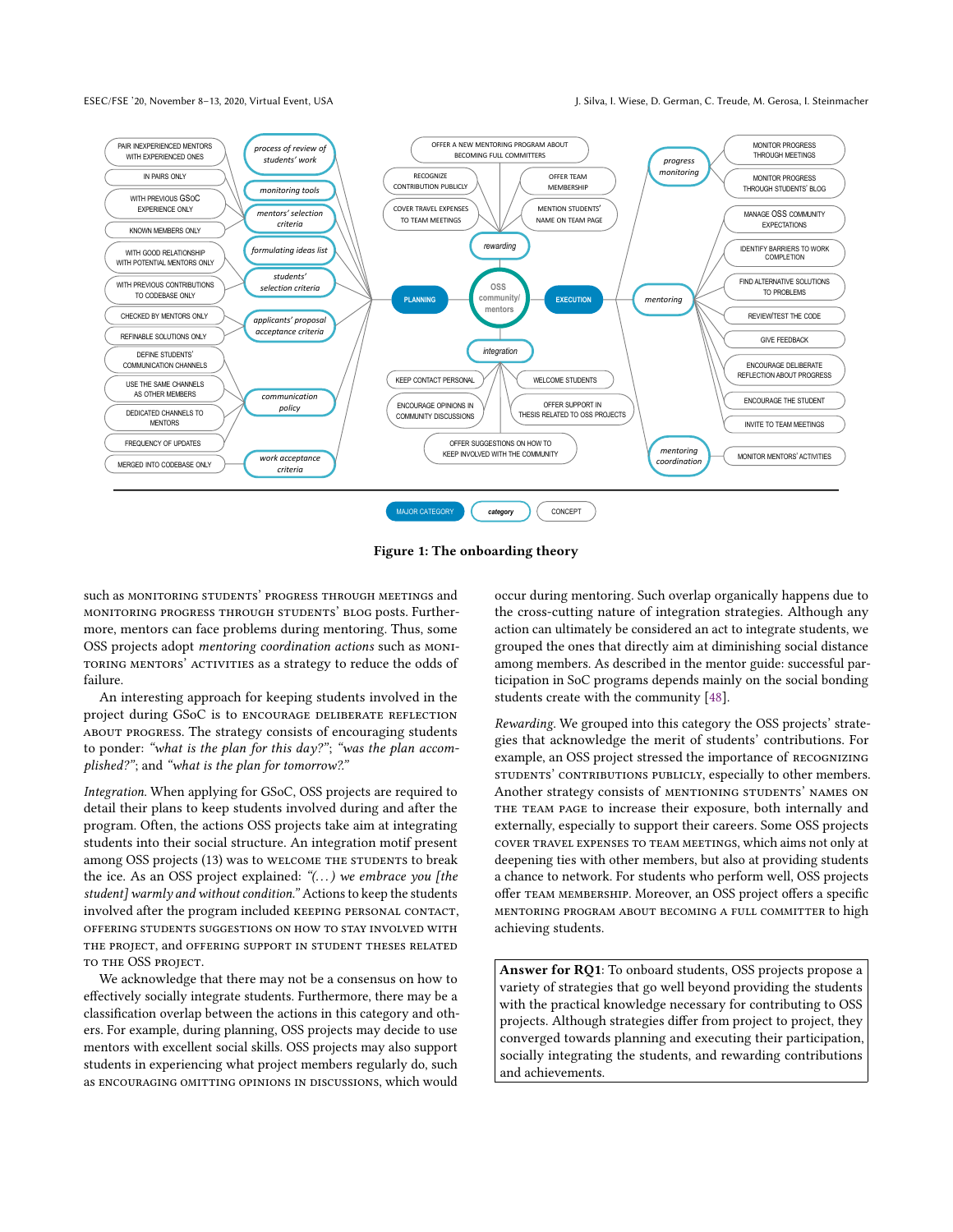**Figure 1: The onboarding theory**

such as MONITORING STUDENTS' PROGRESS THROUGH MEETINGS and MONITORING PROGRESS THROUGH STUDENTS' BLOG posts. Furthermore, mentors can face problems during mentoring. Thus, some OSS projects adopt *mentoring coordination actions* such as MONITORING MENTORS' ACTIVITIES as a strategy to reduce the odds of failure.

An interesting approach for keeping students involved in the project during GSoC is to ENCOURAGE DELIBERATE REFLECTION ABOUT PROGRESS. The strategy consists of encouraging students to ponder: *"what is the plan for this day?"*; *"was the plan accomplished?"*; and *"what is the plan for tomorrow?."*

*Integration.* When applying for GSoC, OSS projects are required to detail their plans to keep students involved during and after the program. Often, the actions OSS projects take aim at integrating students into their social structure. An integration motif present among OSS projects (13) was to WELCOME THE STUDENTS to break the ice. As an OSS project explained: *"(. . . ) we embrace you [the student] warmly and without condition."* Actions to keep the students involved after the program included KEEPING PERSONAL CONTACT, OFFERING STUDENTS SUGGESTIONS ON HOW TO STAY INVOLVED WITH THE PROJECT, and OFFERING SUPPORT IN STUDENT THESES RELATED TO THE OSS PROJECT.

We acknowledge that there may not be a consensus on how to effectively socially integrate students. Furthermore, there may be a classification overlap between the actions in this category and others. For example, during planning, OSS projects may decide to use mentors with excellent social skills. OSS projects may also support students in experiencing what project members regularly do, such as ENCOURAGING OMITTING OPINIONS IN DISCUSSIONS, which would occur during mentoring. Such overlap organically happens due to the cross-cutting nature of integration strategies. Although any action can ultimately be considered an act to integrate students, we grouped the ones that directly aim at diminishing social distance among members. As described in the mentor guide: successful participation in SoC programs depends mainly on the social bonding students create with the community [48].

*Rewarding.* We grouped into this category the OSS projects' strategies that acknowledge the merit of students' contributions. For example, an OSS project stressed the importance of RECOGNIZING STUDENTS' CONTRIBUTIONS PUBLICLY, especially to other members. Another strategy consists of MENTIONING STUDENTS' NAMES ON THE TEAM PAGE to increase their exposure, both internally and externally, especially to support their careers. Some OSS projects COVER TRAVEL EXPENSES TO TEAM MEETINGS, which aims not only at deepening ties with other members, but also at providing students a chance to network. For students who perform well, OSS projects offer TEAM MEMBERSHIP. Moreover, an OSS project offers a specific MENTORING PROGRAM ABOUT BECOMING A FULL COMMITTER to high achieving students.

**Answer for RQ1**: To onboard students, OSS projects propose a variety of strategies that go well beyond providing the students with the practical knowledge necessary for contributing to OSS projects. Although strategies differ from project to project, they converged towards planning and executing their participation, socially integrating the students, and rewarding contributions and achievements.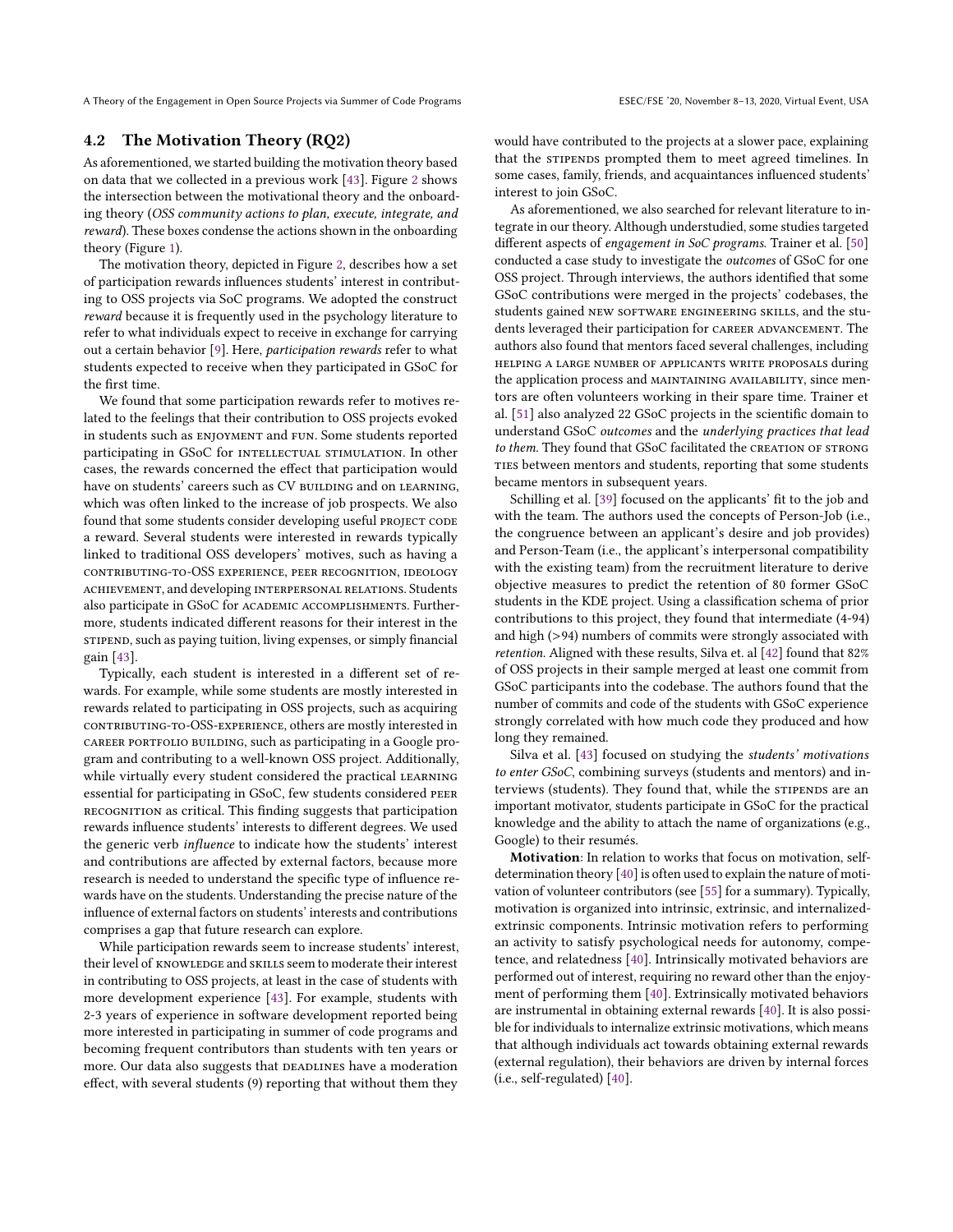## 4.2 The Motivation Theory (RQ2)

As aforementioned, we started building the motivation theory based on data that we collected in a previous work [43]. Figure 2 shows the intersection between the motivational theory and the onboarding theory (*OSS community actions to plan, execute, integrate, and reward*). These boxes condense the actions shown in the onboarding theory (Figure 1).

The motivation theory, depicted in Figure 2, describes how a set of participation rewards influences students' interest in contributing to OSS projects via SoC programs. We adopted the construct *reward* because it is frequently used in the psychology literature to refer to what individuals expect to receive in exchange for carrying out a certain behavior [9]. Here, *participation rewards* refer to what students expected to receive when they participated in GSoC for the first time.

We found that some participation rewards refer to motives related to the feelings that their contribution to OSS projects evoked in students such as ENJOYMENT and FUN. Some students reported participating in GSoC for INTELLECTUAL STIMULATION. In other cases, the rewards concerned the effect that participation would have on students' careers such as CV BUILDING and on LEARNING, which was often linked to the increase of job prospects. We also found that some students consider developing useful PROJECT CODE a reward. Several students were interested in rewards typically linked to traditional OSS developers' motives, such as having a CONTRIBUTING-TO-OSS EXPERIENCE, PEER RECOGNITION, IDEOLOGY ACHIEVEMENT, and developing INTERPERSONAL RELATIONS. Students also participate in GSoC for ACADEMIC ACCOMPLISHMENTS. Furthermore, students indicated different reasons for their interest in the STIPEND, such as paying tuition, living expenses, or simply financial gain [43].

Typically, each student is interested in a different set of rewards. For example, while some students are mostly interested in rewards related to participating in OSS projects, such as acquiring CONTRIBUTING-TO-OSS-EXPERIENCE, others are mostly interested in CAREER PORTFOLIO BUILDING, such as participating in a Google program and contributing to a well-known OSS project. Additionally, while virtually every student considered the practical LEARNING essential for participating in GSoC, few students considered PEER RECOGNITION as critical. This finding suggests that participation rewards influence students' interests to different degrees. We used the generic verb *influence* to indicate how the students' interest and contributions are affected by external factors, because more research is needed to understand the specific type of influence rewards have on the students. Understanding the precise nature of the influence of external factors on students' interests and contributions comprises a gap that future research can explore.

While participation rewards seem to increase students' interest, their level of KNOWLEDGE and SKILLS seem to moderate their interest in contributing to OSS projects, at least in the case of students with more development experience [43]. For example, students with 2-3 years of experience in software development reported being more interested in participating in summer of code programs and becoming frequent contributors than students with ten years or more. Our data also suggests that DEADLINES have a moderation effect, with several students (9) reporting that without them they would have contributed to the projects at a slower pace, explaining that the STIPENDS prompted them to meet agreed timelines. In some cases, family, friends, and acquaintances influenced students' interest to join GSoC.

As aforementioned, we also searched for relevant literature to integrate in our theory. Although understudied, some studies targeted different aspects of *engagement in SoC programs*. Trainer et al. [50] conducted a case study to investigate the *outcomes* of GSoC for one OSS project. Through interviews, the authors identified that some GSoC contributions were merged in the projects' codebases, the students gained NEW SOFTWARE ENGINEERING SKILLS, and the students leveraged their participation for CAREER ADVANCEMENT. The authors also found that mentors faced several challenges, including HELPING A LARGE NUMBER OF APPLICANTS WRITE PROPOSALS during the application process and MAINTAINING AVAILABILITY, since mentors are often volunteers working in their spare time. Trainer et al. [51] also analyzed 22 GSoC projects in the scientific domain to understand GSoC *outcomes* and the *underlying practices that lead to them*. They found that GSoC facilitated the CREATION OF STRONG TIES between mentors and students, reporting that some students became mentors in subsequent years.

Schilling et al. [39] focused on the applicants' fit to the job and with the team. The authors used the concepts of Person-Job (i.e., the congruence between an applicant's desire and job provides) and Person-Team (i.e., the applicant's interpersonal compatibility with the existing team) from the recruitment literature to derive objective measures to predict the retention of 80 former GSoC students in the KDE project. Using a classification schema of prior contributions to this project, they found that intermediate (4-94) and high (>94) numbers of commits were strongly associated with *retention*. Aligned with these results, Silva et. al [42] found that 82% of OSS projects in their sample merged at least one commit from GSoC participants into the codebase. The authors found that the number of commits and code of the students with GSoC experience strongly correlated with how much code they produced and how long they remained.

Silva et al. [43] focused on studying the *students' motivations to enter GSoC*, combining surveys (students and mentors) and interviews (students). They found that, while the STIPENDS are an important motivator, students participate in GSoC for the practical knowledge and the ability to attach the name of organizations (e.g., Google) to their resumés.

**Motivation**: In relation to works that focus on motivation, self-determination theory [40] is often used to explain the nature of motivation of volunteer contributors (see [55] for a summary). Typically, motivation is organized into intrinsic, extrinsic, and internalized-extrinsic components. Intrinsic motivation refers to performing an activity to satisfy psychological needs for autonomy, competence, and relatedness [40]. Intrinsically motivated behaviors are performed out of interest, requiring no reward other than the enjoyment of performing them [40]. Extrinsically motivated behaviors are instrumental in obtaining external rewards [40]. It is also possible for individuals to internalize extrinsic motivations, which means that although individuals act towards obtaining external rewards (external regulation), their behaviors are driven by internal forces (i.e., self-regulated) [40].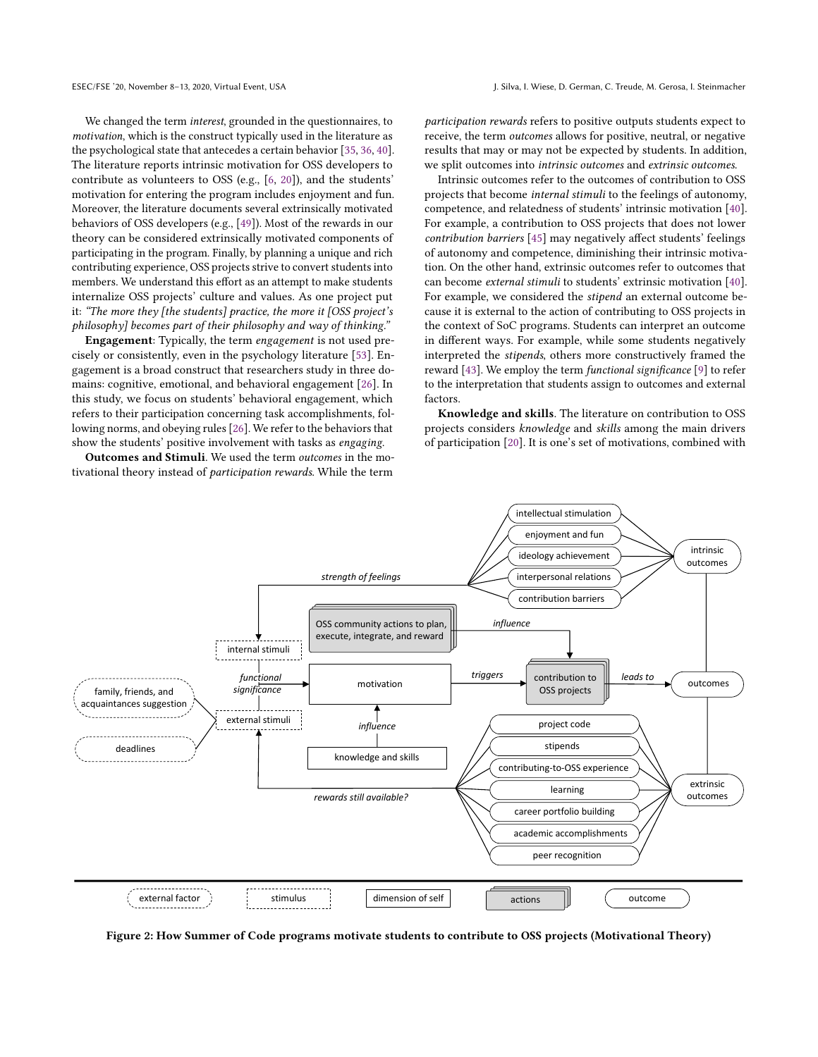We changed the term *interest*, grounded in the questionnaires, to *motivation*, which is the construct typically used in the literature as the psychological state that antecedes a certain behavior [35, 36, 40]. The literature reports intrinsic motivation for OSS developers to contribute as volunteers to OSS (e.g., [6, 20]), and the students' motivation for entering the program includes enjoyment and fun. Moreover, the literature documents several extrinsically motivated behaviors of OSS developers (e.g., [49]). Most of the rewards in our theory can be considered extrinsically motivated components of participating in the program. Finally, by planning a unique and rich contributing experience, OSS projects strive to convert students into members. We understand this effort as an attempt to make students internalize OSS projects' culture and values. As one project put it: *"The more they [the students] practice, the more it [OSS project's philosophy] becomes part of their philosophy and way of thinking."*

**Engagement**: Typically, the term *engagement* is not used precisely or consistently, even in the psychology literature [53]. Engagement is a broad construct that researchers study in three domains: cognitive, emotional, and behavioral engagement [26]. In this study, we focus on students' behavioral engagement, which refers to their participation concerning task accomplishments, following norms, and obeying rules [26]. We refer to the behaviors that show the students' positive involvement with tasks as *engaging*.

**Outcomes and Stimuli**. We used the term *outcomes* in the motivational theory instead of *participation rewards*. While the term *participation rewards* refers to positive outputs students expect to receive, the term *outcomes* allows for positive, neutral, or negative results that may or may not be expected by students. In addition, we split outcomes into *intrinsic outcomes* and *extrinsic outcomes*.

Intrinsic outcomes refer to the outcomes of contribution to OSS projects that become *internal stimuli* to the feelings of autonomy, competence, and relatedness of students' intrinsic motivation [40]. For example, a contribution to OSS projects that does not lower *contribution barriers* [45] may negatively affect students' feelings of autonomy and competence, diminishing their intrinsic motivation. On the other hand, extrinsic outcomes refer to outcomes that can become *external stimuli* to students' extrinsic motivation [40]. For example, we considered the *stipend* an external outcome because it is external to the action of contributing to OSS projects in the context of SoC programs. Students can interpret an outcome in different ways. For example, while some students negatively interpreted the *stipends*, others more constructively framed the reward [43]. We employ the term *functional significance* [9] to refer to the interpretation that students assign to outcomes and external factors.

**Knowledge and skills**. The literature on contribution to OSS projects considers *knowledge* and *skills* among the main drivers of participation [20]. It is one's set of motivations, combined with

Figure 2: How Summer of Code programs motivate students to contribute to OSS projects (Motivational Theory)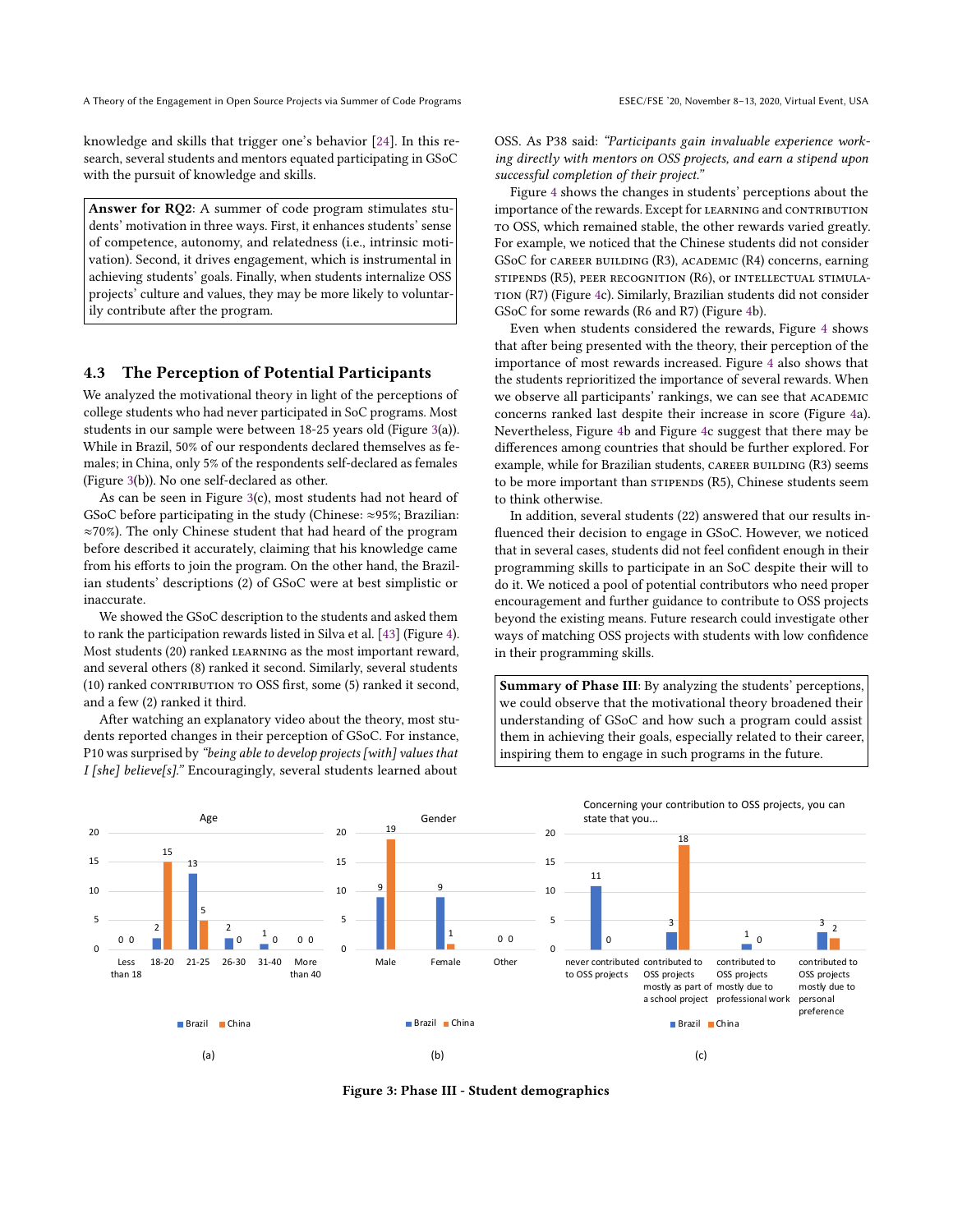knowledge and skills that trigger one's behavior [24]. In this research, several students and mentors equated participating in GSoC with the pursuit of knowledge and skills.

> **Answer for RQ2**: A summer of code program stimulates students' motivation in three ways. First, it enhances students' sense of competence, autonomy, and relatedness (i.e., intrinsic motivation). Second, it drives engagement, which is instrumental in achieving students' goals. Finally, when students internalize OSS projects' culture and values, they may be more likely to voluntarily contribute after the program.

### 4.3 The Perception of Potential Participants

We analyzed the motivational theory in light of the perceptions of college students who had never participated in SoC programs. Most students in our sample were between 18-25 years old (Figure 3(a)). While in Brazil, 50% of our respondents declared themselves as females; in China, only 5% of the respondents self-declared as females (Figure 3(b)). No one self-declared as other.

As can be seen in Figure 3(c), most students had not heard of GSoC before participating in the study (Chinese: ≈95%; Brazilian: ≈70%). The only Chinese student that had heard of the program before described it accurately, claiming that his knowledge came from his efforts to join the program. On the other hand, the Brazilian students' descriptions (2) of GSoC were at best simplistic or inaccurate.

We showed the GSoC description to the students and asked them to rank the participation rewards listed in Silva et al. [43] (Figure 4). Most students (20) ranked LEARNING as the most important reward, and several others (8) ranked it second. Similarly, several students (10) ranked CONTRIBUTION TO OSS first, some (5) ranked it second, and a few (2) ranked it third.

After watching an explanatory video about the theory, most students reported changes in their perception of GSoC. For instance, P10 was surprised by *"being able to develop projects [with] values that I [she] believe[s]."* Encouragingly, several students learned about OSS. As P38 said: *"Participants gain invaluable experience working directly with mentors on OSS projects, and earn a stipend upon successful completion of their project."*

Figure 4 shows the changes in students' perceptions about the importance of the rewards. Except for LEARNING and CONTRIBUTION TO OSS, which remained stable, the other rewards varied greatly. For example, we noticed that the Chinese students did not consider GSoC for CAREER BUILDING (R3), ACADEMIC (R4) concerns, earning STIPENDS (R5), PEER RECOGNITION (R6), or INTELLECTUAL STIMULATION (R7) (Figure 4c). Similarly, Brazilian students did not consider GSoC for some rewards (R6 and R7) (Figure 4b).

Even when students considered the rewards, Figure 4 shows that after being presented with the theory, their perception of the importance of most rewards increased. Figure 4 also shows that the students reprioritized the importance of several rewards. When we observe all participants' rankings, we can see that ACADEMIC concerns ranked last despite their increase in score (Figure 4a). Nevertheless, Figure 4b and Figure 4c suggest that there may be differences among countries that should be further explored. For example, while for Brazilian students, CAREER BUILDING (R3) seems to be more important than STIPENDS (R5), Chinese students seem to think otherwise.

In addition, several students (22) answered that our results influenced their decision to engage in GSoC. However, we noticed that in several cases, students did not feel confident enough in their programming skills to participate in an SoC despite their will to do it. We noticed a pool of potential contributors who need proper encouragement and further guidance to contribute to OSS projects beyond the existing means. Future research could investigate other ways of matching OSS projects with students with low confidence in their programming skills.

> **Summary of Phase III**: By analyzing the students' perceptions, we could observe that the motivational theory broadened their understanding of GSoC and how such a program could assist them in achieving their goals, especially related to their career, inspiring them to engage in such programs in the future.

(a) Age

| | Less than 18 | 18-20 | 21-25 | 26-30 | 31-40 | More than 40 |
|---|---|---|---|---|---|---|
| Brazil | 0 | 2 | 13 | 2 | 1 | 0 |
| China | 0 | 15 | 5 | 0 | 0 | 0 |

(b) Gender

| | Male | Female | Other |
|---|---|---|---|
| Brazil | 9 | 9 | 0 |
| China | 19 | 1 | 0 |

(c) Concerning your contribution to OSS projects, you can state that you...

| | never contributed to OSS projects | contributed to OSS projects mostly as part of a school project | contributed to OSS projects mostly due to professional work | contributed to OSS projects mostly due to personal preference |
|---|---|---|---|---|
| Brazil | 11 | 3 | 1 | 3 |
| China | 0 | 18 | 0 | 2 |

**Figure 3: Phase III - Student demographics**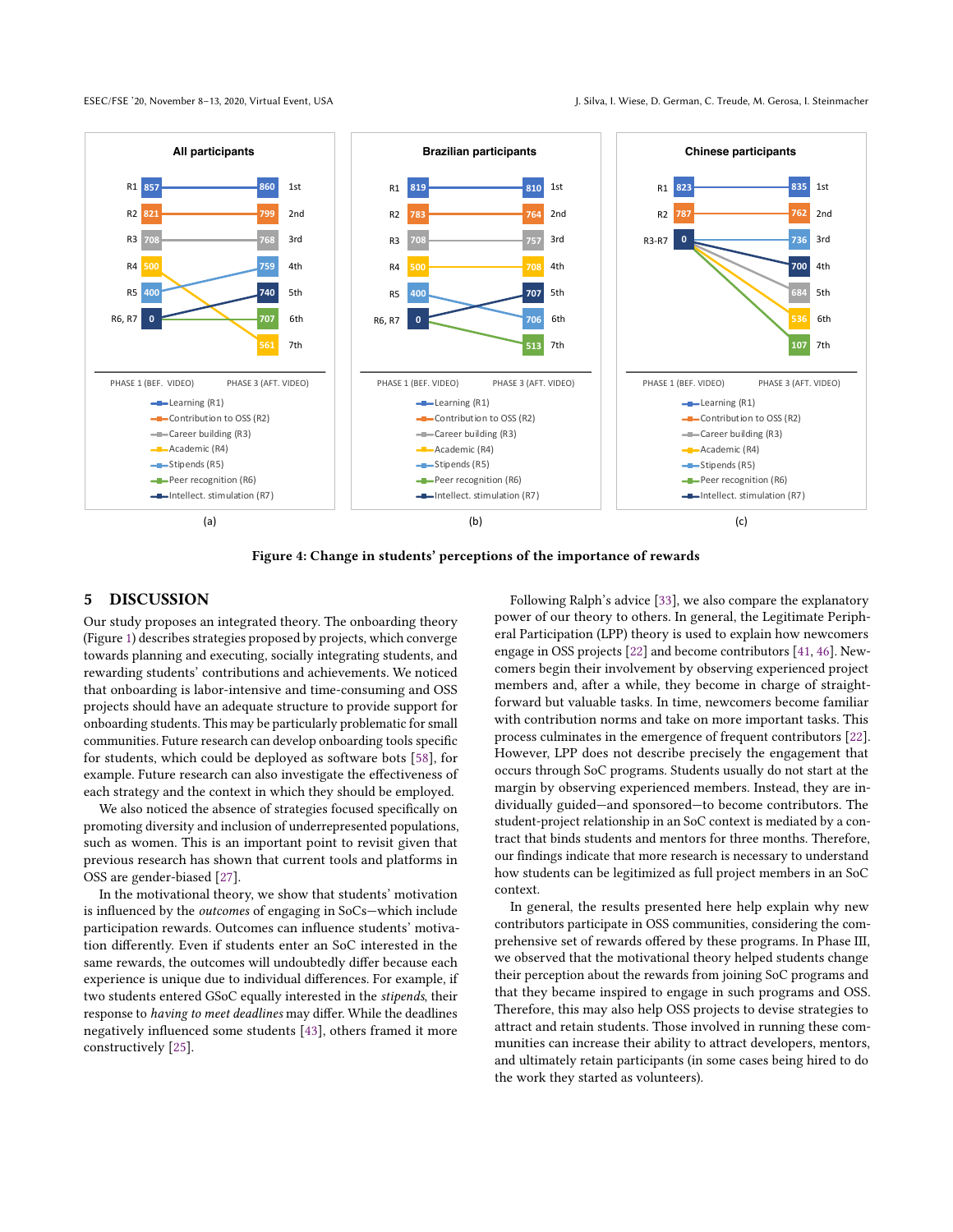Figure 4: Change in students' perceptions of the importance of rewards

## 5 DISCUSSION

Our study proposes an integrated theory. The onboarding theory (Figure 1) describes strategies proposed by projects, which converge towards planning and executing, socially integrating students, and rewarding students' contributions and achievements. We noticed that onboarding is labor-intensive and time-consuming and OSS projects should have an adequate structure to provide support for onboarding students. This may be particularly problematic for small communities. Future research can develop onboarding tools specific for students, which could be deployed as software bots [58], for example. Future research can also investigate the effectiveness of each strategy and the context in which they should be employed.

We also noticed the absence of strategies focused specifically on promoting diversity and inclusion of underrepresented populations, such as women. This is an important point to revisit given that previous research has shown that current tools and platforms in OSS are gender-biased [27].

In the motivational theory, we show that students' motivation is influenced by the *outcomes* of engaging in SoCs—which include participation rewards. Outcomes can influence students' motivation differently. Even if students enter an SoC interested in the same rewards, the outcomes will undoubtedly differ because each experience is unique due to individual differences. For example, if two students entered GSoC equally interested in the *stipends*, their response to *having to meet deadlines* may differ. While the deadlines negatively influenced some students [43], others framed it more constructively [25].

Following Ralph's advice [33], we also compare the explanatory power of our theory to others. In general, the Legitimate Peripheral Participation (LPP) theory is used to explain how newcomers engage in OSS projects [22] and become contributors [41, 46]. Newcomers begin their involvement by observing experienced project members and, after a while, they become in charge of straightforward but valuable tasks. In time, newcomers become familiar with contribution norms and take on more important tasks. This process culminates in the emergence of frequent contributors [22]. However, LPP does not describe precisely the engagement that occurs through SoC programs. Students usually do not start at the margin by observing experienced members. Instead, they are individually guided—and sponsored—to become contributors. The student-project relationship in an SoC context is mediated by a contract that binds students and mentors for three months. Therefore, our findings indicate that more research is necessary to understand how students can be legitimized as full project members in an SoC context.

In general, the results presented here help explain why new contributors participate in OSS communities, considering the comprehensive set of rewards offered by these programs. In Phase III, we observed that the motivational theory helped students change their perception about the rewards from joining SoC programs and that they became inspired to engage in such programs and OSS. Therefore, this may also help OSS projects to devise strategies to attract and retain students. Those involved in running these communities can increase their ability to attract developers, mentors, and ultimately retain participants (in some cases being hired to do the work they started as volunteers).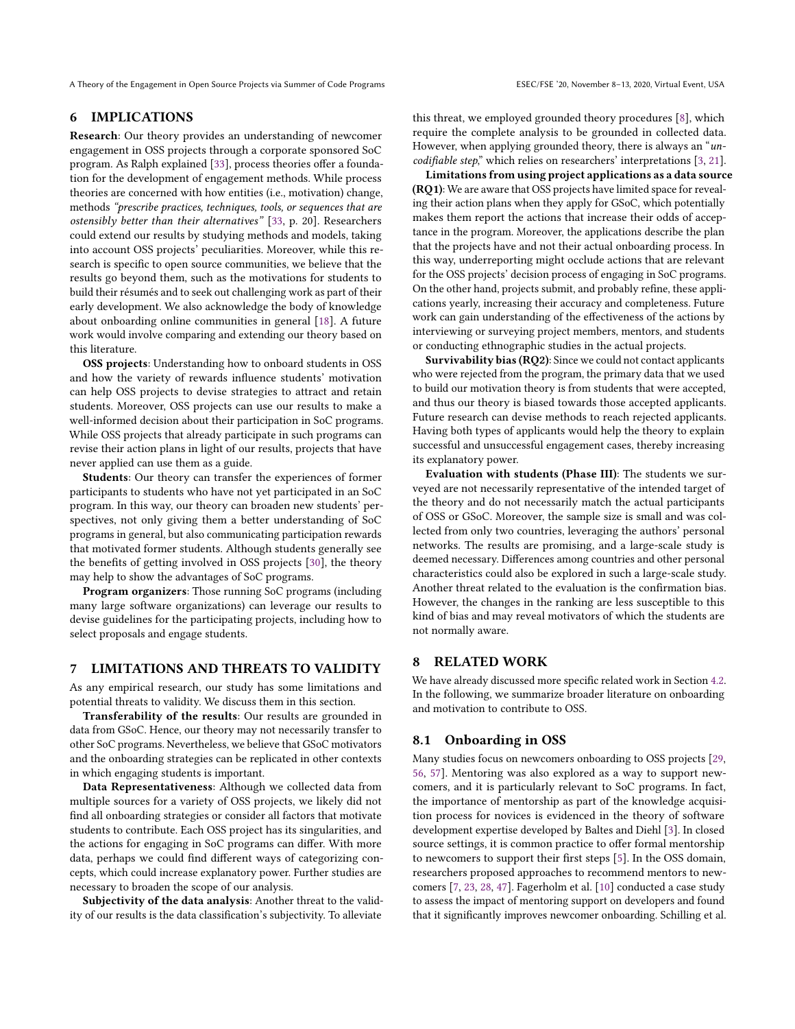## 6 IMPLICATIONS

**Research**: Our theory provides an understanding of newcomer engagement in OSS projects through a corporate sponsored SoC program. As Ralph explained [33], process theories offer a foundation for the development of engagement methods. While process theories are concerned with how entities (i.e., motivation) change, methods *"prescribe practices, techniques, tools, or sequences that are ostensibly better than their alternatives"* [33, p. 20]. Researchers could extend our results by studying methods and models, taking into account OSS projects' peculiarities. Moreover, while this research is specific to open source communities, we believe that the results go beyond them, such as the motivations for students to build their résumés and to seek out challenging work as part of their early development. We also acknowledge the body of knowledge about onboarding online communities in general [18]. A future work would involve comparing and extending our theory based on this literature.

**OSS projects**: Understanding how to onboard students in OSS and how the variety of rewards influence students' motivation can help OSS projects to devise strategies to attract and retain students. Moreover, OSS projects can use our results to make a well-informed decision about their participation in SoC programs. While OSS projects that already participate in such programs can revise their action plans in light of our results, projects that have never applied can use them as a guide.

**Students**: Our theory can transfer the experiences of former participants to students who have not yet participated in an SoC program. In this way, our theory can broaden new students' perspectives, not only giving them a better understanding of SoC programs in general, but also communicating participation rewards that motivated former students. Although students generally see the benefits of getting involved in OSS projects [30], the theory may help to show the advantages of SoC programs.

**Program organizers**: Those running SoC programs (including many large software organizations) can leverage our results to devise guidelines for the participating projects, including how to select proposals and engage students.

## 7 LIMITATIONS AND THREATS TO VALIDITY

As any empirical research, our study has some limitations and potential threats to validity. We discuss them in this section.

**Transferability of the results**: Our results are grounded in data from GSoC. Hence, our theory may not necessarily transfer to other SoC programs. Nevertheless, we believe that GSoC motivators and the onboarding strategies can be replicated in other contexts in which engaging students is important.

**Data Representativeness**: Although we collected data from multiple sources for a variety of OSS projects, we likely did not find all onboarding strategies or consider all factors that motivate students to contribute. Each OSS project has its singularities, and the actions for engaging in SoC programs can differ. With more data, perhaps we could find different ways of categorizing concepts, which could increase explanatory power. Further studies are necessary to broaden the scope of our analysis.

**Subjectivity of the data analysis**: Another threat to the validity of our results is the data classification's subjectivity. To alleviate this threat, we employed grounded theory procedures [8], which require the complete analysis to be grounded in collected data. However, when applying grounded theory, there is always an "*uncodifiable step*," which relies on researchers' interpretations [3, 21].

**Limitations from using project applications as a data source (RQ1)**: We are aware that OSS projects have limited space for revealing their action plans when they apply for GSoC, which potentially makes them report the actions that increase their odds of acceptance in the program. Moreover, the applications describe the plan that the projects have and not their actual onboarding process. In this way, underreporting might occlude actions that are relevant for the OSS projects' decision process of engaging in SoC programs. On the other hand, projects submit, and probably refine, these applications yearly, increasing their accuracy and completeness. Future work can gain understanding of the effectiveness of the actions by interviewing or surveying project members, mentors, and students or conducting ethnographic studies in the actual projects.

**Survivability bias (RQ2)**: Since we could not contact applicants who were rejected from the program, the primary data that we used to build our motivation theory is from students that were accepted, and thus our theory is biased towards those accepted applicants. Future research can devise methods to reach rejected applicants. Having both types of applicants would help the theory to explain successful and unsuccessful engagement cases, thereby increasing its explanatory power.

**Evaluation with students (Phase III)**: The students we surveyed are not necessarily representative of the intended target of the theory and do not necessarily match the actual participants of OSS or GSoC. Moreover, the sample size is small and was collected from only two countries, leveraging the authors' personal networks. The results are promising, and a large-scale study is deemed necessary. Differences among countries and other personal characteristics could also be explored in such a large-scale study. Another threat related to the evaluation is the confirmation bias. However, the changes in the ranking are less susceptible to this kind of bias and may reveal motivators of which the students are not normally aware.

## 8 RELATED WORK

We have already discussed more specific related work in Section 4.2. In the following, we summarize broader literature on onboarding and motivation to contribute to OSS.

### 8.1 Onboarding in OSS

Many studies focus on newcomers onboarding to OSS projects [29, 56, 57]. Mentoring was also explored as a way to support newcomers, and it is particularly relevant to SoC programs. In fact, the importance of mentorship as part of the knowledge acquisition process for novices is evidenced in the theory of software development expertise developed by Baltes and Diehl [3]. In closed source settings, it is common practice to offer formal mentorship to newcomers to support their first steps [5]. In the OSS domain, researchers proposed approaches to recommend mentors to newcomers [7, 23, 28, 47]. Fagerholm et al. [10] conducted a case study to assess the impact of mentoring support on developers and found that it significantly improves newcomer onboarding. Schilling et al.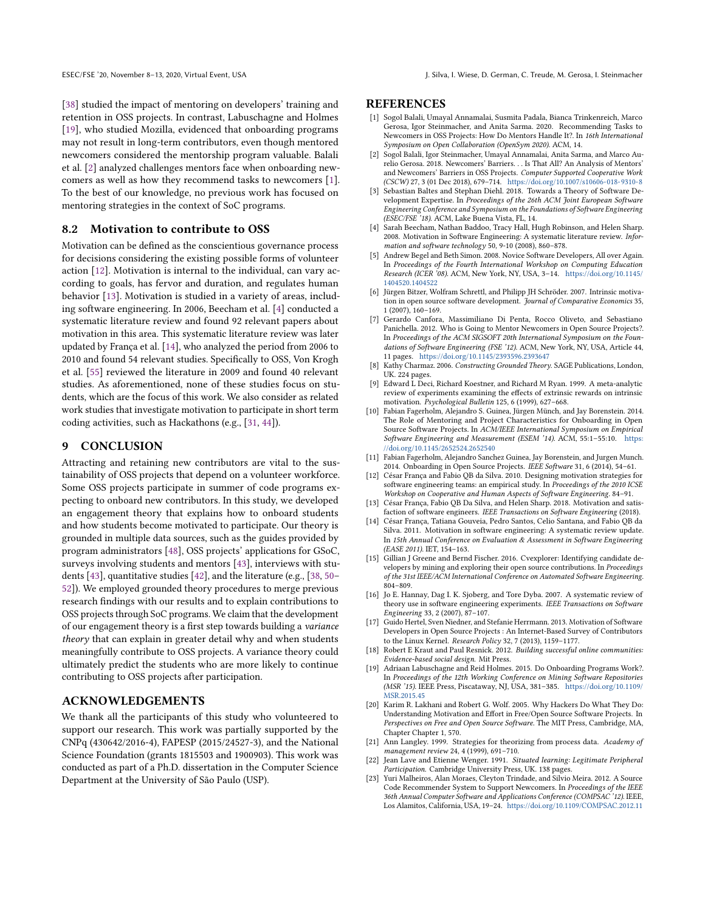[38] studied the impact of mentoring on developers' training and retention in OSS projects. In contrast, Labuschagne and Holmes [19], who studied Mozilla, evidenced that onboarding programs may not result in long-term contributors, even though mentored newcomers considered the mentorship program valuable. Balali et al. [2] analyzed challenges mentors face when onboarding newcomers as well as how they recommend tasks to newcomers [1]. To the best of our knowledge, no previous work has focused on mentoring strategies in the context of SoC programs.

### 8.2 Motivation to contribute to OSS

Motivation can be defined as the conscientious governance process for decisions considering the existing possible forms of volunteer action [12]. Motivation is internal to the individual, can vary according to goals, has fervor and duration, and regulates human behavior [13]. Motivation is studied in a variety of areas, including software engineering. In 2006, Beecham et al. [4] conducted a systematic literature review and found 92 relevant papers about motivation in this area. This systematic literature review was later updated by França et al. [14], who analyzed the period from 2006 to 2010 and found 54 relevant studies. Specifically to OSS, Von Krogh et al. [55] reviewed the literature in 2009 and found 40 relevant studies. As aforementioned, none of these studies focus on students, which are the focus of this work. We also consider as related work studies that investigate motivation to participate in short term coding activities, such as Hackathons (e.g., [31, 44]).

## 9 CONCLUSION

Attracting and retaining new contributors are vital to the sustainability of OSS projects that depend on a volunteer workforce. Some OSS projects participate in summer of code programs expecting to onboard new contributors. In this study, we developed an engagement theory that explains how to onboard students and how students become motivated to participate. Our theory is grounded in multiple data sources, such as the guides provided by program administrators [48], OSS projects' applications for GSoC, surveys involving students and mentors [43], interviews with students [43], quantitative studies [42], and the literature (e.g., [38, 50–52]). We employed grounded theory procedures to merge previous research findings with our results and to explain contributions to OSS projects through SoC programs. We claim that the development of our engagement theory is a first step towards building a *variance theory* that can explain in greater detail why and when students meaningfully contribute to OSS projects. A variance theory could ultimately predict the students who are more likely to continue contributing to OSS projects after participation.

## ACKNOWLEDGEMENTS

We thank all the participants of this study who volunteered to support our research. This work was partially supported by the CNPq (430642/2016-4), FAPESP (2015/24527-3), and the National Science Foundation (grants 1815503 and 1900903). This work was conducted as part of a Ph.D. dissertation in the Computer Science Department at the University of São Paulo (USP).

## REFERENCES

[1] Sogol Balali, Umayal Annamalai, Susmita Padala, Bianca Trinkenreich, Marco Gerosa, Igor Steinmacher, and Anita Sarma. 2020. Recommending Tasks to Newcomers in OSS Projects: How Do Mentors Handle It?. In *16th International Symposium on Open Collaboration (OpenSym 2020)*. ACM, 14.

[2] Sogol Balali, Igor Steinmacher, Umayal Annamalai, Anita Sarma, and Marco Aurelio Gerosa. 2018. Newcomers' Barriers. . . Is That All? An Analysis of Mentors' and Newcomers' Barriers in OSS Projects. *Computer Supported Cooperative Work (CSCW)* 27, 3 (01 Dec 2018), 679–714. https://doi.org/10.1007/s10606-018-9310-8

[3] Sebastian Baltes and Stephan Diehl. 2018. Towards a Theory of Software Development Expertise. In *Proceedings of the 26th ACM Joint European Software Engineering Conference and Symposium on the Foundations of Software Engineering (ESEC/FSE '18)*. ACM, Lake Buena Vista, FL, 14.

[4] Sarah Beecham, Nathan Baddoo, Tracy Hall, Hugh Robinson, and Helen Sharp. 2008. Motivation in Software Engineering: A systematic literature review. *Information and software technology* 50, 9-10 (2008), 860–878.

[5] Andrew Begel and Beth Simon. 2008. Novice Software Developers, All over Again. In *Proceedings of the Fourth International Workshop on Computing Education Research (ICER '08)*. ACM, New York, NY, USA, 3–14. https://doi.org/10.1145/1404520.1404522

[6] Jürgen Bitzer, Wolfram Schrettl, and Philipp JH Schröder. 2007. Intrinsic motivation in open source software development. *Journal of Comparative Economics* 35, 1 (2007), 160–169.

[7] Gerardo Canfora, Massimiliano Di Penta, Rocco Oliveto, and Sebastiano Panichella. 2012. Who is Going to Mentor Newcomers in Open Source Projects?. In *Proceedings of the ACM SIGSOFT 20th International Symposium on the Foundations of Software Engineering (FSE '12)*. ACM, New York, NY, USA, Article 44, 11 pages. https://doi.org/10.1145/2393596.2393647

[8] Kathy Charmaz. 2006. *Constructing Grounded Theory.* SAGE Publications, London, UK. 224 pages.

[9] Edward L Deci, Richard Koestner, and Richard M Ryan. 1999. A meta-analytic review of experiments examining the effects of extrinsic rewards on intrinsic motivation. *Psychological Bulletin* 125, 6 (1999), 627–668.

[10] Fabian Fagerholm, Alejandro S. Guinea, Jürgen Münch, and Jay Borenstein. 2014. The Role of Mentoring and Project Characteristics for Onboarding in Open Source Software Projects. In *ACM/IEEE International Symposium on Empirical Software Engineering and Measurement (ESEM '14)*. ACM, 55:1–55:10. https://doi.org/10.1145/2652524.2652540

[11] Fabian Fagerholm, Alejandro Sanchez Guinea, Jay Borenstein, and Jurgen Munch. 2014. Onboarding in Open Source Projects. *IEEE Software* 31, 6 (2014), 54–61.

[12] César França and Fabio QB da Silva. 2010. Designing motivation strategies for software engineering teams: an empirical study. In *Proceedings of the 2010 ICSE Workshop on Cooperative and Human Aspects of Software Engineering*. 84–91.

[13] César França, Fabio QB Da Silva, and Helen Sharp. 2018. Motivation and satisfaction of software engineers. *IEEE Transactions on Software Engineering* (2018).

[14] César França, Tatiana Gouveia, Pedro Santos, Celio Santana, and Fabio QB da Silva. 2011. Motivation in software engineering: A systematic review update. In *15th Annual Conference on Evaluation & Assessment in Software Engineering (EASE 2011)*. IET, 154–163.

[15] Gillian J Greene and Bernd Fischer. 2016. Cvexplorer: Identifying candidate developers by mining and exploring their open source contributions. In *Proceedings of the 31st IEEE/ACM International Conference on Automated Software Engineering*. 804–809.

[16] Jo E. Hannay, Dag I. K. Sjoberg, and Tore Dyba. 2007. A systematic review of theory use in software engineering experiments. *IEEE Transactions on Software Engineering* 33, 2 (2007), 87–107.

[17] Guido Hertel, Sven Niedner, and Stefanie Herrmann. 2013. Motivation of Software Developers in Open Source Projects : An Internet-Based Survey of Contributors to the Linux Kernel. *Research Policy* 32, 7 (2013), 1159–1177.

[18] Robert E Kraut and Paul Resnick. 2012. *Building successful online communities: Evidence-based social design.* Mit Press.

[19] Adriaan Labuschagne and Reid Holmes. 2015. Do Onboarding Programs Work?. In *Proceedings of the 12th Working Conference on Mining Software Repositories (MSR '15)*. IEEE Press, Piscataway, NJ, USA, 381–385. https://doi.org/10.1109/MSR.2015.45

[20] Karim R. Lakhani and Robert G. Wolf. 2005. Why Hackers Do What They Do: Understanding Motivation and Effort in Free/Open Source Software Projects. In *Perspectives on Free and Open Source Software*. The MIT Press, Cambridge, MA, Chapter Chapter 1, 570.

[21] Ann Langley. 1999. Strategies for theorizing from process data. *Academy of management review* 24, 4 (1999), 691–710.

[22] Jean Lave and Etienne Wenger. 1991. *Situated learning: Legitimate Peripheral Participation.* Cambridge University Press, UK. 138 pages.

[23] Yuri Malheiros, Alan Moraes, Cleyton Trindade, and Silvio Meira. 2012. A Source Code Recommender System to Support Newcomers. In *Proceedings of the IEEE 36th Annual Computer Software and Applications Conference (COMPSAC '12)*. IEEE, Los Alamitos, California, USA, 19–24. https://doi.org/10.1109/COMPSAC.2012.11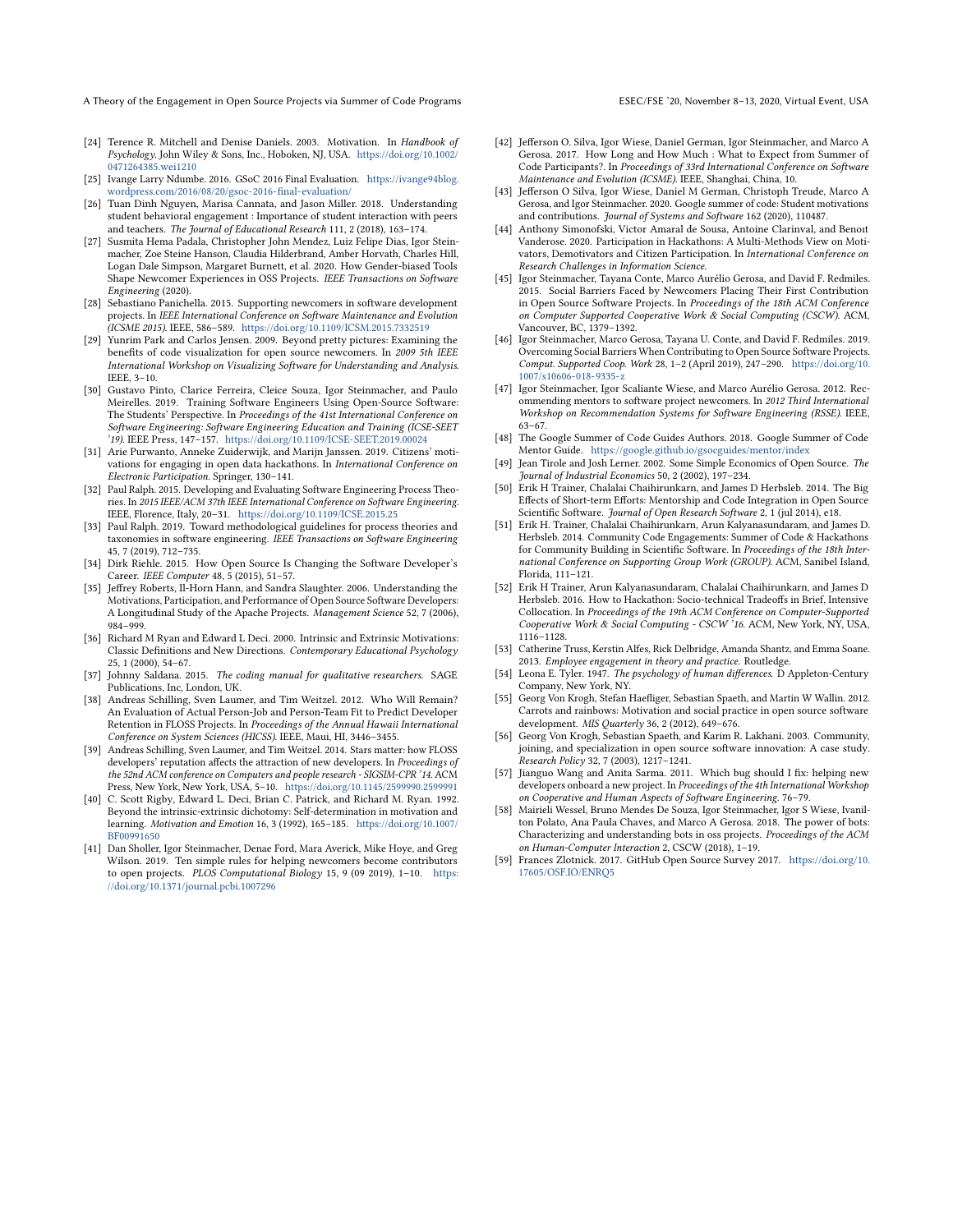[24] Terence R. Mitchell and Denise Daniels. 2003. Motivation. In *Handbook of Psychology*. John Wiley & Sons, Inc., Hoboken, NJ, USA. https://doi.org/10.1002/0471264385.wei1210

[25] Ivange Larry Ndumbe. 2016. GSoC 2016 Final Evaluation. https://ivange94blog.wordpress.com/2016/08/20/gsoc-2016-final-evaluation/

[26] Tuan Dinh Nguyen, Marisa Cannata, and Jason Miller. 2018. Understanding student behavioral engagement : Importance of student interaction with peers and teachers. *The Journal of Educational Research* 111, 2 (2018), 163–174.

[27] Susmita Hema Padala, Christopher John Mendez, Luiz Felipe Dias, Igor Steinmacher, Zoe Steine Hanson, Claudia Hilderbrand, Amber Horvath, Charles Hill, Logan Dale Simpson, Margaret Burnett, et al. 2020. How Gender-biased Tools Shape Newcomer Experiences in OSS Projects. *IEEE Transactions on Software Engineering* (2020).

[28] Sebastiano Panichella. 2015. Supporting newcomers in software development projects. In *IEEE International Conference on Software Maintenance and Evolution (ICSME 2015)*. IEEE, 586–589. https://doi.org/10.1109/ICSM.2015.7332519

[29] Yunrim Park and Carlos Jensen. 2009. Beyond pretty pictures: Examining the benefits of code visualization for open source newcomers. In *2009 5th IEEE International Workshop on Visualizing Software for Understanding and Analysis*. IEEE, 3–10.

[30] Gustavo Pinto, Clarice Ferreira, Cleice Souza, Igor Steinmacher, and Paulo Meirelles. 2019. Training Software Engineers Using Open-Source Software: The Students' Perspective. In *Proceedings of the 41st International Conference on Software Engineering: Software Engineering Education and Training (ICSE-SEET '19)*. IEEE Press, 147–157. https://doi.org/10.1109/ICSE-SEET.2019.00024

[31] Arie Purwanto, Anneke Zuiderwijk, and Marijn Janssen. 2019. Citizens' motivations for engaging in open data hackathons. In *International Conference on Electronic Participation*. Springer, 130–141.

[32] Paul Ralph. 2015. Developing and Evaluating Software Engineering Process Theories. In *2015 IEEE/ACM 37th IEEE International Conference on Software Engineering*. IEEE, Florence, Italy, 20–31. https://doi.org/10.1109/ICSE.2015.25

[33] Paul Ralph. 2019. Toward methodological guidelines for process theories and taxonomies in software engineering. *IEEE Transactions on Software Engineering* 45, 7 (2019), 712–735.

[34] Dirk Riehle. 2015. How Open Source Is Changing the Software Developer's Career. *IEEE Computer* 48, 5 (2015), 51–57.

[35] Jeffrey Roberts, Il-Horn Hann, and Sandra Slaughter. 2006. Understanding the Motivations, Participation, and Performance of Open Source Software Developers: A Longitudinal Study of the Apache Projects. *Management Science* 52, 7 (2006), 984–999.

[36] Richard M Ryan and Edward L Deci. 2000. Intrinsic and Extrinsic Motivations: Classic Definitions and New Directions. *Contemporary Educational Psychology* 25, 1 (2000), 54–67.

[37] Johnny Saldana. 2015. *The coding manual for qualitative researchers*. SAGE Publications, Inc, London, UK.

[38] Andreas Schilling, Sven Laumer, and Tim Weitzel. 2012. Who Will Remain? An Evaluation of Actual Person-Job and Person-Team Fit to Predict Developer Retention in FLOSS Projects. In *Proceedings of the Annual Hawaii International Conference on System Sciences (HICSS)*. IEEE, Maui, HI, 3446–3455.

[39] Andreas Schilling, Sven Laumer, and Tim Weitzel. 2014. Stars matter: how FLOSS developers' reputation affects the attraction of new developers. In *Proceedings of the 52nd ACM conference on Computers and people research - SIGSIM-CPR '14*. ACM Press, New York, New York, USA, 5–10. https://doi.org/10.1145/2599990.2599991

[40] C. Scott Rigby, Edward L. Deci, Brian C. Patrick, and Richard M. Ryan. 1992. Beyond the intrinsic-extrinsic dichotomy: Self-determination in motivation and learning. *Motivation and Emotion* 16, 3 (1992), 165–185. https://doi.org/10.1007/BF00991650

[41] Dan Sholler, Igor Steinmacher, Denae Ford, Mara Averick, Mike Hoye, and Greg Wilson. 2019. Ten simple rules for helping newcomers become contributors to open projects. *PLOS Computational Biology* 15, 9 (09 2019), 1–10. https://doi.org/10.1371/journal.pcbi.1007296

[42] Jefferson O. Silva, Igor Wiese, Daniel German, Igor Steinmacher, and Marco A Gerosa. 2017. How Long and How Much : What to Expect from Summer of Code Participants?. In *Proceedings of 33rd International Conference on Software Maintenance and Evolution (ICSME)*. IEEE, Shanghai, China, 10.

[43] Jefferson O Silva, Igor Wiese, Daniel M German, Christoph Treude, Marco A Gerosa, and Igor Steinmacher. 2020. Google summer of code: Student motivations and contributions. *Journal of Systems and Software* 162 (2020), 110487.

[44] Anthony Simonofski, Victor Amaral de Sousa, Antoine Clarinval, and Benoit Vanderose. 2020. Participation in Hackathons: A Multi-Methods View on Motivators, Demotivators and Citizen Participation. In *International Conference on Research Challenges in Information Science*.

[45] Igor Steinmacher, Tayana Conte, Marco Aurélio Gerosa, and David F. Redmiles. 2015. Social Barriers Faced by Newcomers Placing Their First Contribution in Open Source Software Projects. In *Proceedings of the 18th ACM Conference on Computer Supported Cooperative Work & Social Computing (CSCW)*. ACM, Vancouver, BC, 1379–1392.

[46] Igor Steinmacher, Marco Gerosa, Tayana U. Conte, and David F. Redmiles. 2019. Overcoming Social Barriers When Contributing to Open Source Software Projects. *Comput. Supported Coop. Work* 28, 1–2 (April 2019), 247–290. https://doi.org/10.1007/s10606-018-9335-z

[47] Igor Steinmacher, Igor Scaliante Wiese, and Marco Aurélio Gerosa. 2012. Recommending mentors to software project newcomers. In *2012 Third International Workshop on Recommendation Systems for Software Engineering (RSSE)*. IEEE, 63–67.

[48] The Google Summer of Code Guides Authors. 2018. Google Summer of Code Mentor Guide. https://google.github.io/gsocguides/mentor/index

[49] Jean Tirole and Josh Lerner. 2002. Some Simple Economics of Open Source. *The Journal of Industrial Economics* 50, 2 (2002), 197–234.

[50] Erik H Trainer, Chalalai Chaihirunkarn, and James D Herbsleb. 2014. The Big Effects of Short-term Efforts: Mentorship and Code Integration in Open Source Scientific Software. *Journal of Open Research Software* 2, 1 (jul 2014), e18.

[51] Erik H. Trainer, Chalalai Chaihirunkarn, Arun Kalyanasundaram, and James D. Herbsleb. 2014. Community Code Engagements: Summer of Code & Hackathons for Community Building in Scientific Software. In *Proceedings of the 18th International Conference on Supporting Group Work (GROUP)*. ACM, Sanibel Island, Florida, 111–121.

[52] Erik H Trainer, Arun Kalyanasundaram, Chalalai Chaihirunkarn, and James D Herbsleb. 2016. How to Hackathon: Socio-technical Tradeoffs in Brief, Intensive Collocation. In *Proceedings of the 19th ACM Conference on Computer-Supported Cooperative Work & Social Computing - CSCW '16*. ACM, New York, NY, USA, 1116–1128.

[53] Catherine Truss, Kerstin Alfes, Rick Delbridge, Amanda Shantz, and Emma Soane. 2013. *Employee engagement in theory and practice*. Routledge.

[54] Leona E. Tyler. 1947. *The psychology of human differences*. D Appleton-Century Company, New York, NY.

[55] Georg Von Krogh, Stefan Haefliger, Sebastian Spaeth, and Martin W Wallin. 2012. Carrots and rainbows: Motivation and social practice in open source software development. *MIS Quarterly* 36, 2 (2012), 649–676.

[56] Georg Von Krogh, Sebastian Spaeth, and Karim R. Lakhani. 2003. Community, joining, and specialization in open source software innovation: A case study. *Research Policy* 32, 7 (2003), 1217–1241.

[57] Jianguo Wang and Anita Sarma. 2011. Which bug should I fix: helping new developers onboard a new project. In *Proceedings of the 4th International Workshop on Cooperative and Human Aspects of Software Engineering*. 76–79.

[58] Mairieli Wessel, Bruno Mendes De Souza, Igor Steinmacher, Igor S Wiese, Ivanilton Polato, Ana Paula Chaves, and Marco A Gerosa. 2018. The power of bots: Characterizing and understanding bots in oss projects. *Proceedings of the ACM on Human-Computer Interaction* 2, CSCW (2018), 1–19.

[59] Frances Zlotnick. 2017. GitHub Open Source Survey 2017. https://doi.org/10.17605/OSF.IO/ENRQ5